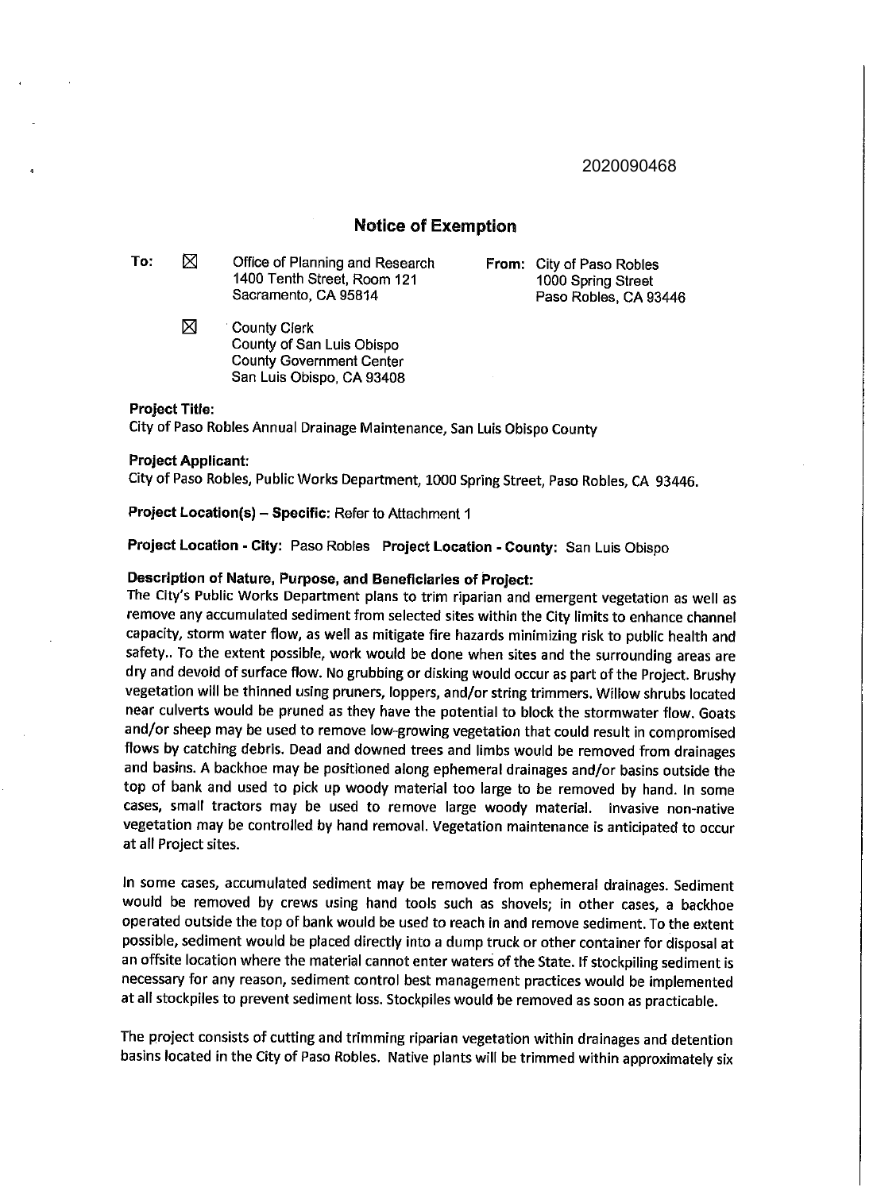2020090468

# Notice of Exemption

**To:** ☒ Office of Planning and Research
1400 Tenth Street, Room 121
Sacramento, CA 95814

☒ County Clerk
County of San Luis Obispo
County Government Center
San Luis Obispo, CA 93408

**From:** City of Paso Robles
1000 Spring Street
Paso Robles, CA 93446

**Project Title:**
City of Paso Robles Annual Drainage Maintenance, San Luis Obispo County

**Project Applicant:**
City of Paso Robles, Public Works Department, 1000 Spring Street, Paso Robles, CA 93446.

**Project Location(s) – Specific:** Refer to Attachment 1

**Project Location - City:** Paso Robles **Project Location - County:** San Luis Obispo

**Description of Nature, Purpose, and Beneficiaries of Project:**
The City's Public Works Department plans to trim riparian and emergent vegetation as well as remove any accumulated sediment from selected sites within the City limits to enhance channel capacity, storm water flow, as well as mitigate fire hazards minimizing risk to public health and safety.. To the extent possible, work would be done when sites and the surrounding areas are dry and devoid of surface flow. No grubbing or disking would occur as part of the Project. Brushy vegetation will be thinned using pruners, loppers, and/or string trimmers. Willow shrubs located near culverts would be pruned as they have the potential to block the stormwater flow. Goats and/or sheep may be used to remove low-growing vegetation that could result in compromised flows by catching debris. Dead and downed trees and limbs would be removed from drainages and basins. A backhoe may be positioned along ephemeral drainages and/or basins outside the top of bank and used to pick up woody material too large to be removed by hand. In some cases, small tractors may be used to remove large woody material. Invasive non-native vegetation may be controlled by hand removal. Vegetation maintenance is anticipated to occur at all Project sites.

In some cases, accumulated sediment may be removed from ephemeral drainages. Sediment would be removed by crews using hand tools such as shovels; in other cases, a backhoe operated outside the top of bank would be used to reach in and remove sediment. To the extent possible, sediment would be placed directly into a dump truck or other container for disposal at an offsite location where the material cannot enter waters of the State. If stockpiling sediment is necessary for any reason, sediment control best management practices would be implemented at all stockpiles to prevent sediment loss. Stockpiles would be removed as soon as practicable.

The project consists of cutting and trimming riparian vegetation within drainages and detention basins located in the City of Paso Robles. Native plants will be trimmed within approximately six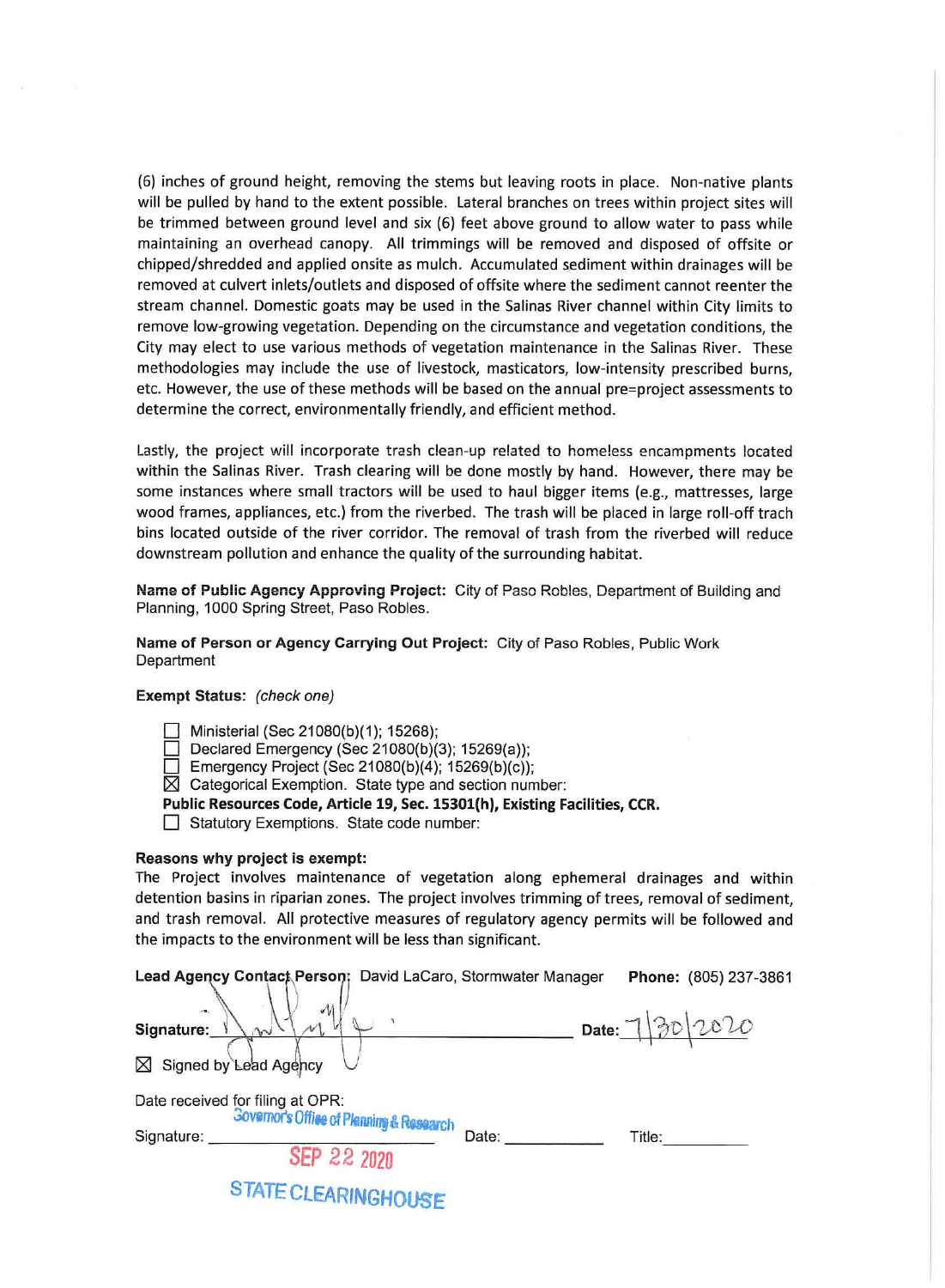(6) inches of ground height, removing the stems but leaving roots in place. Non-native plants will be pulled by hand to the extent possible. Lateral branches on trees within project sites will be trimmed between ground level and six (6) feet above ground to allow water to pass while maintaining an overhead canopy. All trimmings will be removed and disposed of offsite or chipped/shredded and applied onsite as mulch. Accumulated sediment within drainages will be removed at culvert inlets/outlets and disposed of offsite where the sediment cannot reenter the stream channel. Domestic goats may be used in the Salinas River channel within City limits to remove low-growing vegetation. Depending on the circumstance and vegetation conditions, the City may elect to use various methods of vegetation maintenance in the Salinas River. These methodologies may include the use of livestock, masticators, low-intensity prescribed burns, etc. However, the use of these methods will be based on the annual pre=project assessments to determine the correct, environmentally friendly, and efficient method.

Lastly, the project will incorporate trash clean-up related to homeless encampments located within the Salinas River. Trash clearing will be done mostly by hand. However, there may be some instances where small tractors will be used to haul bigger items (e.g., mattresses, large wood frames, appliances, etc.) from the riverbed. The trash will be placed in large roll-off trach bins located outside of the river corridor. The removal of trash from the riverbed will reduce downstream pollution and enhance the quality of the surrounding habitat.

**Name of Public Agency Approving Project:** City of Paso Robles, Department of Building and Planning, 1000 Spring Street, Paso Robles.

**Name of Person or Agency Carrying Out Project:** City of Paso Robles, Public Work Department

**Exempt Status:** *(check one)*

- ☐ Ministerial (Sec 21080(b)(1); 15268);
- ☐ Declared Emergency (Sec 21080(b)(3); 15269(a));
- ☐ Emergency Project (Sec 21080(b)(4); 15269(b)(c));
- ☒ Categorical Exemption. State type and section number:

**Public Resources Code, Article 19, Sec. 15301(h), Existing Facilities, CCR.**

- ☐ Statutory Exemptions. State code number:

**Reasons why project is exempt:**
The Project involves maintenance of vegetation along ephemeral drainages and within detention basins in riparian zones. The project involves trimming of trees, removal of sediment, and trash removal. All protective measures of regulatory agency permits will be followed and the impacts to the environment will be less than significant.

**Lead Agency Contact Person:** David LaCaro, Stormwater Manager **Phone:** (805) 237-3861

**Signature:** [signature] **Date:** 7/30/2020

☒ Signed by Lead Agency

Date received for filing at OPR:

Signature: ____________ Date: ____________ Title: ____________

Governor's Office of Planning & Research

SEP 22 2020

STATE CLEARINGHOUSE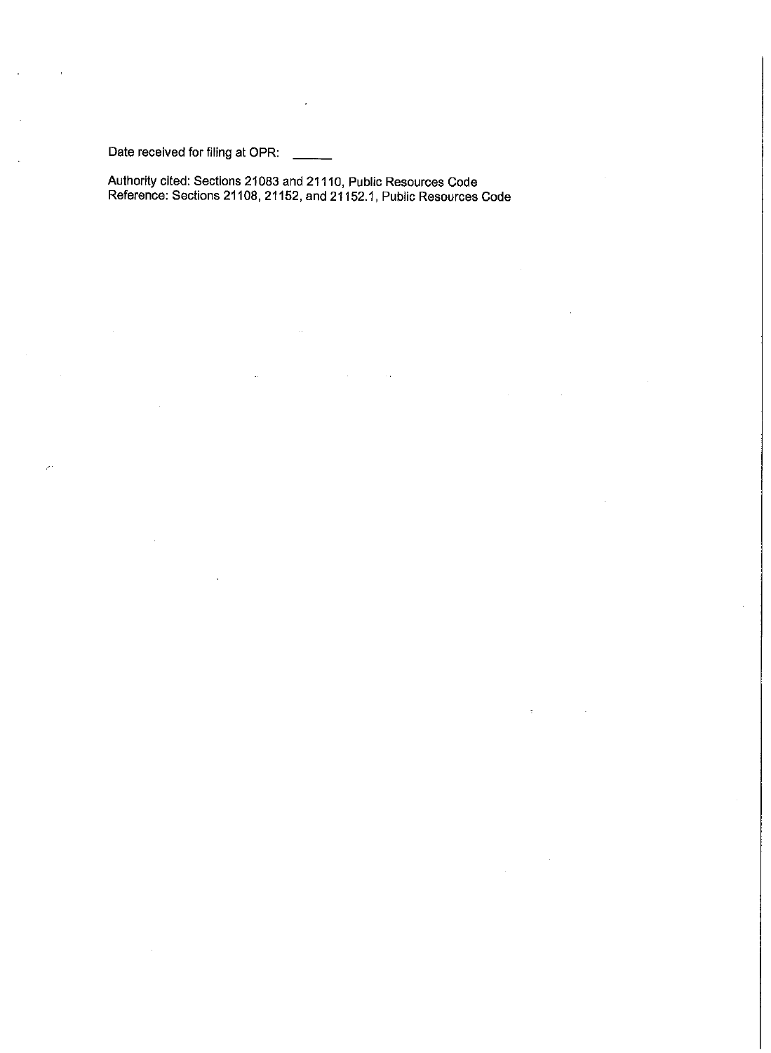Date received for filing at OPR: ______

Authority cited: Sections 21083 and 21110, Public Resources Code
Reference: Sections 21108, 21152, and 21152.1, Public Resources Code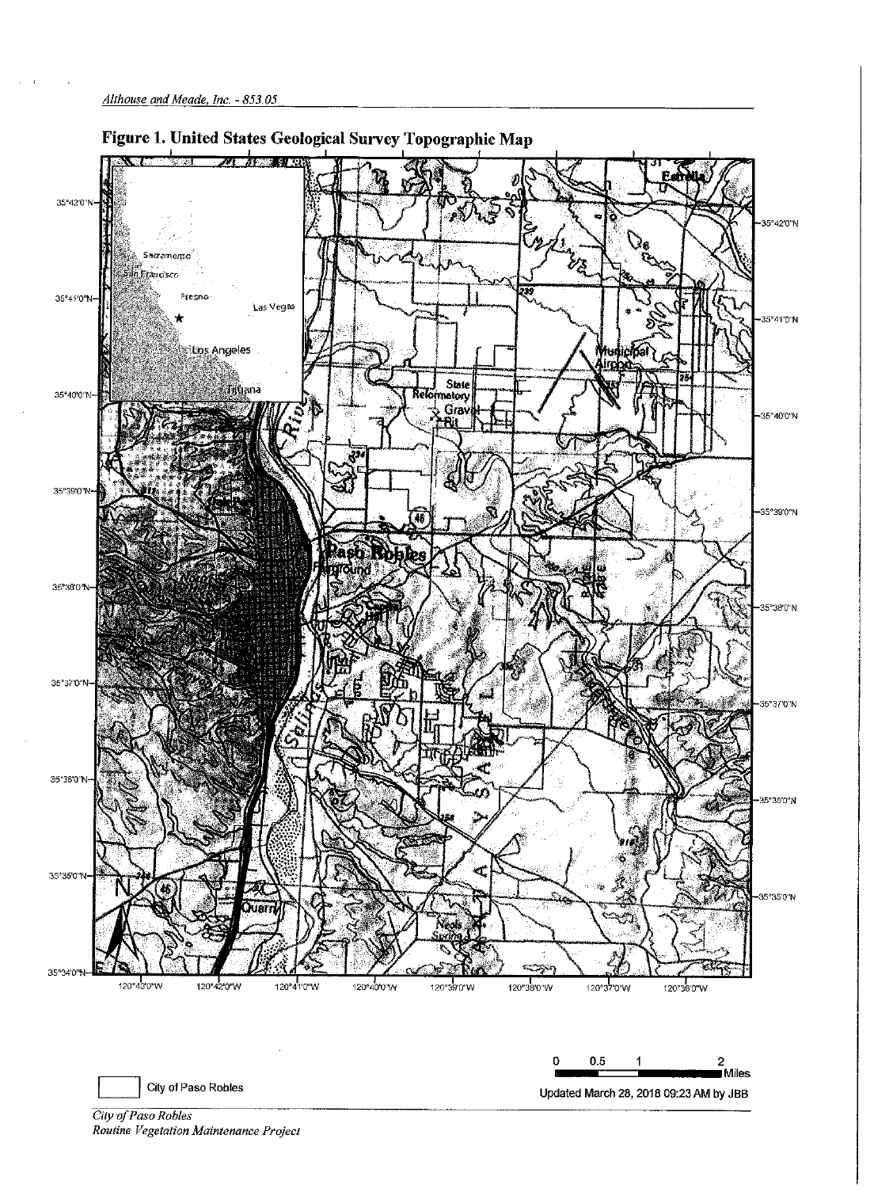Figure 1. United States Geological Survey Topographic Map

City of Paso Robles

Updated March 28, 2018 09:23 AM by JBB

*City of Paso Robles*
*Routine Vegetation Maintenance Project*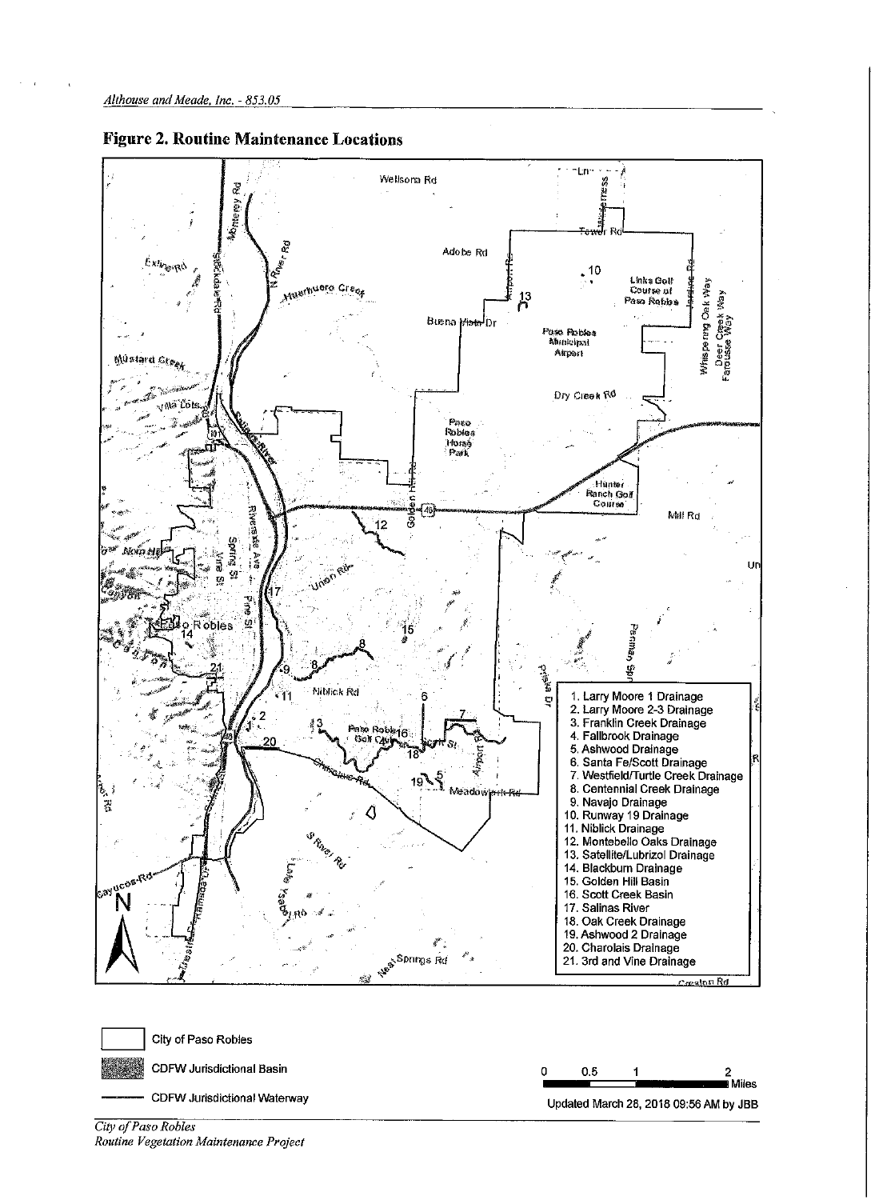## Figure 2. Routine Maintenance Locations

1. Larry Moore 1 Drainage
2. Larry Moore 2-3 Drainage
3. Franklin Creek Drainage
4. Fallbrook Drainage
5. Ashwood Drainage
6. Santa Fe/Scott Drainage
7. Westfield/Turtle Creek Drainage
8. Centennial Creek Drainage
9. Navajo Drainage
10. Runway 19 Drainage
11. Niblick Drainage
12. Montebello Oaks Drainage
13. Satellite/Lubrizol Drainage
14. Blackburn Drainage
15. Golden Hill Basin
16. Scott Creek Basin
17. Salinas River
18. Oak Creek Drainage
19. Ashwood 2 Drainage
20. Charolais Drainage
21. 3rd and Vine Drainage

City of Paso Robles

CDFW Jurisdictional Basin

CDFW Jurisdictional Waterway

0 0.5 1 2 Miles

Updated March 28, 2018 09:56 AM by JBB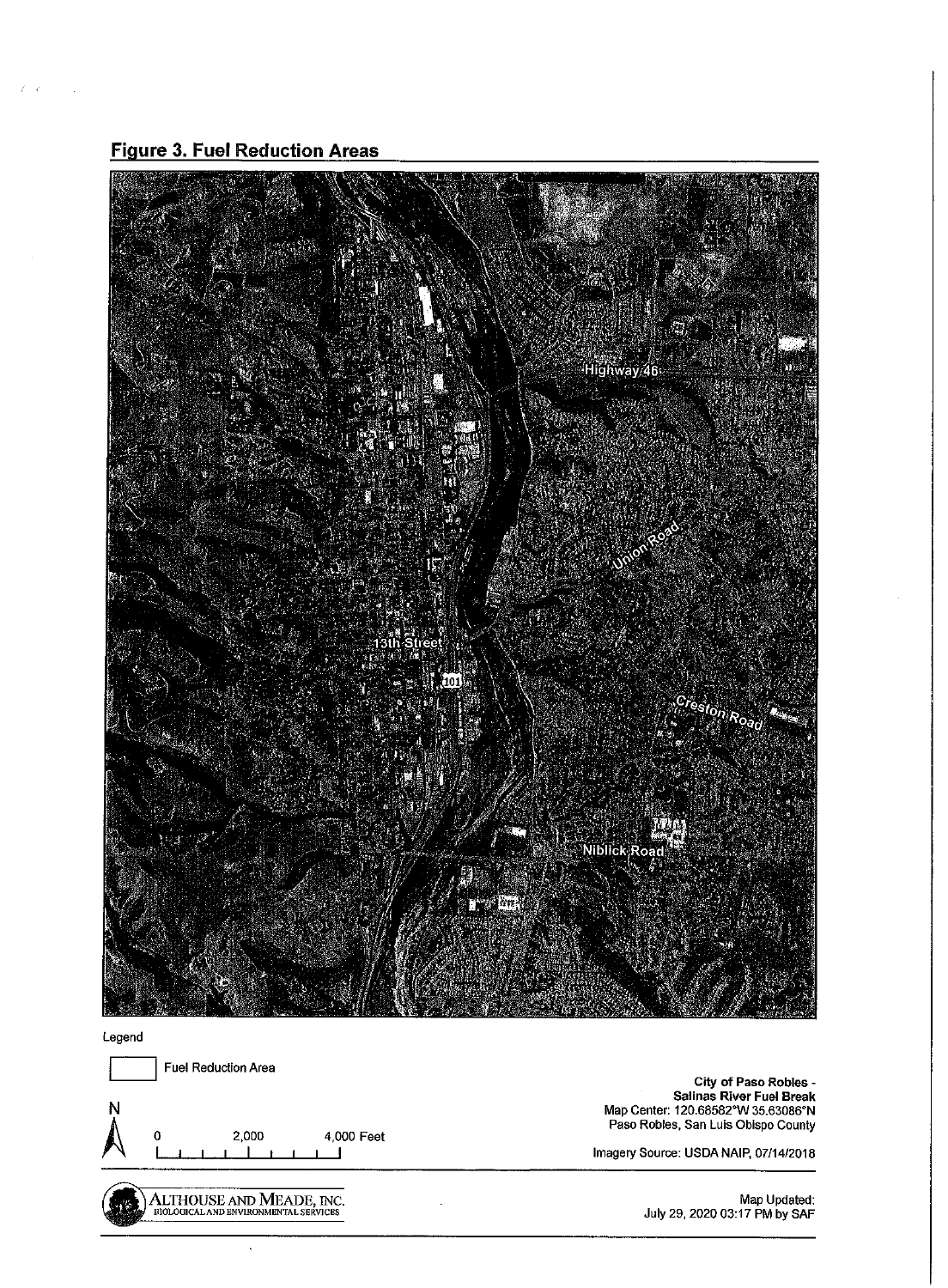## Figure 3. Fuel Reduction Areas

Highway 46

Union Road

13th Street

101

Creston Road

Niblick Road

Legend

Fuel Reduction Area

N

0 2,000 4,000 Feet

**City of Paso Robles - Salinas River Fuel Break**
Map Center: 120.68582°W 35.63086°N
Paso Robles, San Luis Obispo County

Imagery Source: USDA NAIP, 07/14/2018

ALTHOUSE AND MEADE, INC.
BIOLOGICAL AND ENVIRONMENTAL SERVICES

Map Updated:
July 29, 2020 03:17 PM by SAF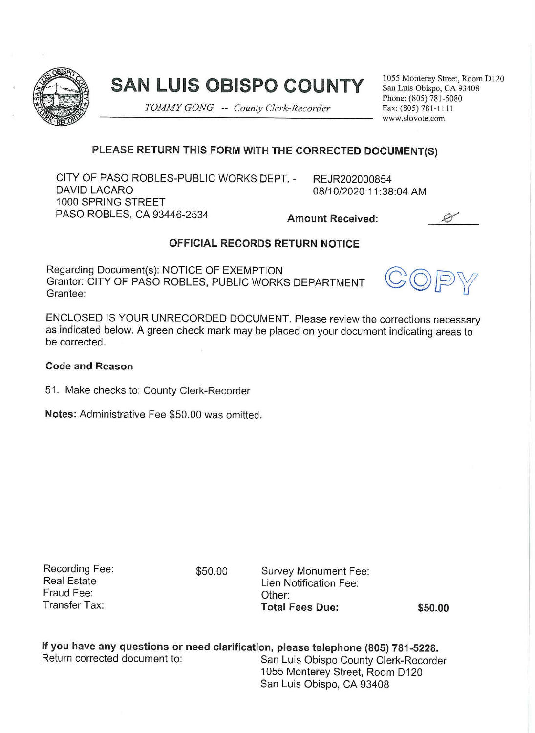# SAN LUIS OBISPO COUNTY

*TOMMY GONG -- County Clerk-Recorder*

1055 Monterey Street, Room D120
San Luis Obispo, CA 93408
Phone: (805) 781-5080
Fax: (805) 781-1111
www.slovote.com

## PLEASE RETURN THIS FORM WITH THE CORRECTED DOCUMENT(S)

CITY OF PASO ROBLES-PUBLIC WORKS DEPT. -
DAVID LACARO
1000 SPRING STREET
PASO ROBLES, CA 93446-2534

REJR202000854
08/10/2020 11:38:04 AM

**Amount Received:** Ø

### OFFICIAL RECORDS RETURN NOTICE

Regarding Document(s): NOTICE OF EXEMPTION
Grantor: CITY OF PASO ROBLES, PUBLIC WORKS DEPARTMENT
Grantee:

COPY

ENCLOSED IS YOUR UNRECORDED DOCUMENT. Please review the corrections necessary as indicated below. A green check mark may be placed on your document indicating areas to be corrected.

**Code and Reason**

51. Make checks to: County Clerk-Recorder

**Notes:** Administrative Fee $50.00 was omitted.

| | | | |
|---|---|---|---|
| Recording Fee: | $50.00 | Survey Monument Fee: | |
| Real Estate Fraud Fee: | | Lien Notification Fee: | |
| Transfer Tax: | | Other: | |
| | | **Total Fees Due:** | **$50.00** |

**If you have any questions or need clarification, please telephone (805) 781-5228.**

Return corrected document to:

San Luis Obispo County Clerk-Recorder
1055 Monterey Street, Room D120
San Luis Obispo, CA 93408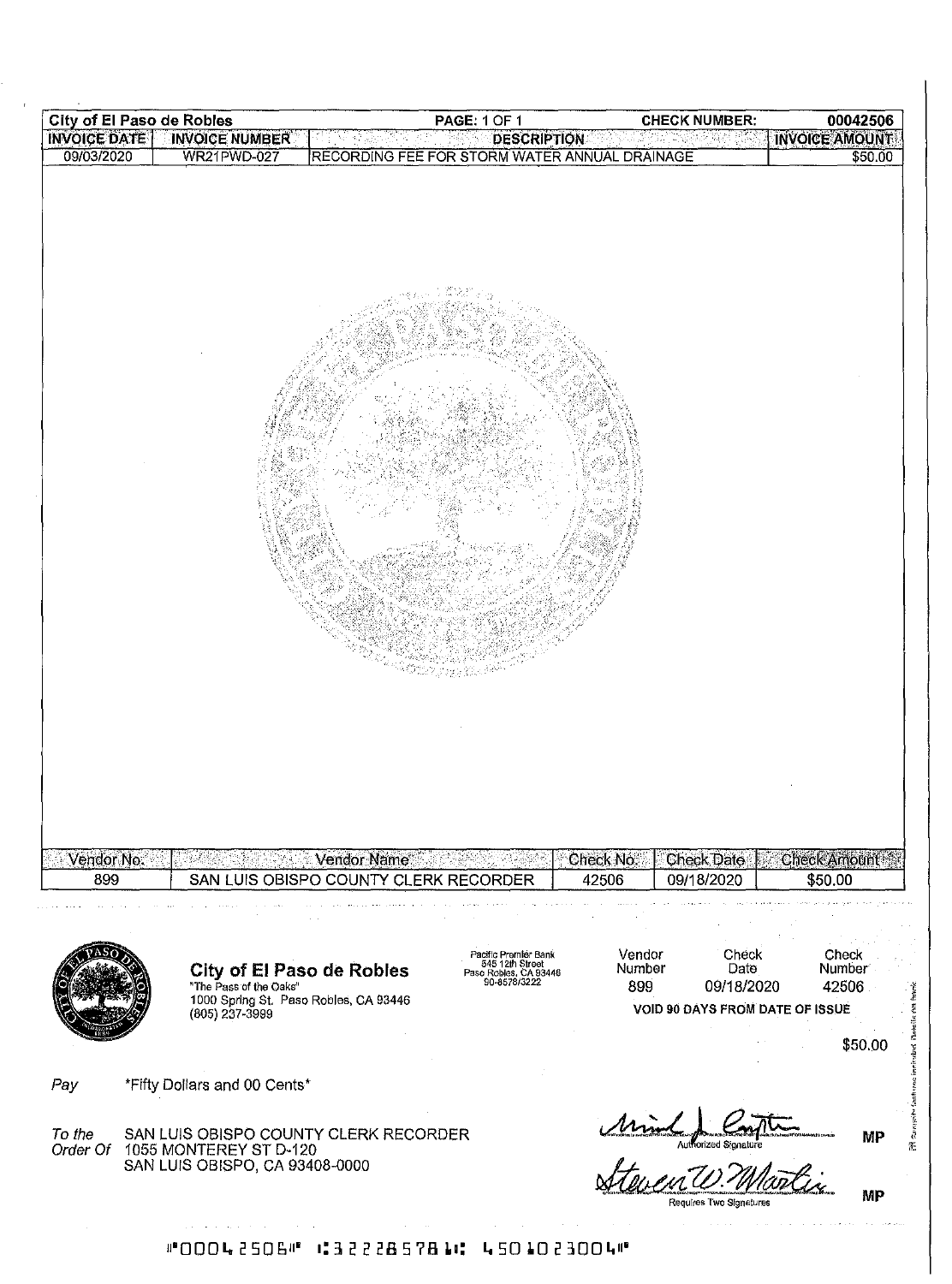| City of El Paso de Robles | | PAGE: 1 OF 1 | CHECK NUMBER: | 00042506 |
|---|---|---|---|---|
| INVOICE DATE | INVOICE NUMBER | DESCRIPTION | | INVOICE AMOUNT |
| 09/03/2020 | WR21PWD-027 | RECORDING FEE FOR STORM WATER ANNUAL DRAINAGE | | $50.00 |

| Vendor No. | Vendor Name | Check No. | Check Date | Check Amount |
|---|---|---|---|---|
| 899 | SAN LUIS OBISPO COUNTY CLERK RECORDER | 42506 | 09/18/2020 | $50.00 |

**City of El Paso de Robles**
"The Pass of the Oaks"
1000 Spring St. Paso Robles, CA 93446
(805) 237-3999

Pacific Premier Bank
545 12th Street
Paso Robles, CA 93446
90-8578/3222

| Vendor Number | Check Date | Check Number |
|---|---|---|
| 899 | 09/18/2020 | 42506 |

VOID 90 DAYS FROM DATE OF ISSUE

$50.00

Pay *Fifty Dollars and 00 Cents*

To the Order Of SAN LUIS OBISPO COUNTY CLERK RECORDER
1055 MONTEREY ST D-120
SAN LUIS OBISPO, CA 93408-0000

Authorized Signature MP

Requires Two Signatures MP

⑈00042506⑈ ⑆322285781⑆ 4501023004⑈